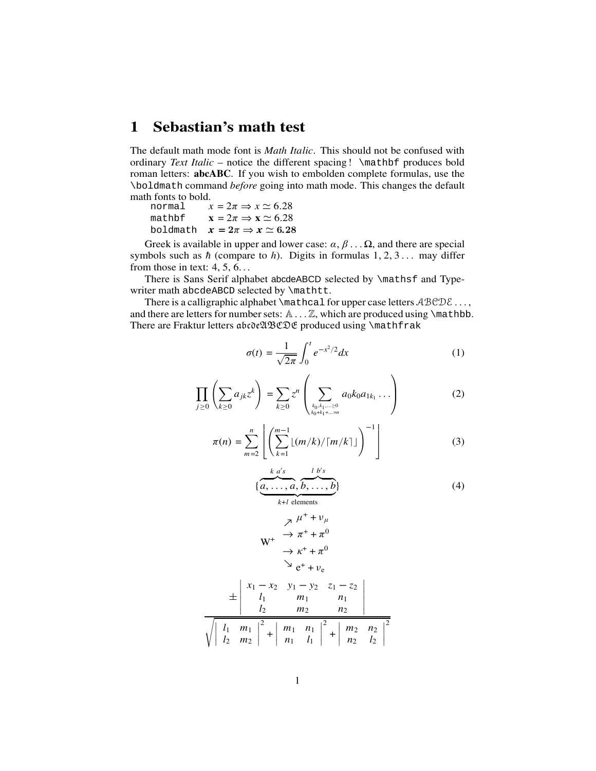# 1 Sebastian's math test

The default math mode font is *Math Italic*. This should not be confused with ordinary *Text Italic* – notice the different spacing ! `\mathbf` produces bold roman letters: **abcABC**. If you wish to embolden complete formulas, use the `\boldmath` command *before* going into math mode. This changes the default math fonts to bold.

| | |
|---|---|
| `normal` | $x = 2\pi \Rightarrow x \simeq 6.28$ |
| `mathbf` | $\mathbf{x} = 2\pi \Rightarrow \mathbf{x} \simeq 6.28$ |
| `boldmath` | $\boldsymbol{x = 2\pi \Rightarrow x \simeq 6.28}$ |

Greek is available in upper and lower case: $\alpha, \beta \ldots \Omega$, and there are special symbols such as $\hbar$ (compare to $h$). Digits in formulas $1, 2, 3 \ldots$ may differ from those in text: 4, 5, 6...

There is Sans Serif alphabet $\mathsf{abcdeABCD}$ selected by `\mathsf` and Typewriter math $\mathtt{abcdeABCD}$ selected by `\mathtt`.

There is a calligraphic alphabet `\mathcal` for upper case letters $\mathcal{ABCDE} \ldots$, and there are letters for number sets: $\mathbb{A} \ldots \mathbb{Z}$, which are produced using `\mathbb`. There are Fraktur letters $\mathfrak{abcdeABCDE}$ produced using `\mathfrak`

$$\sigma(t) = \frac{1}{\sqrt{2\pi}} \int_0^t e^{-x^2/2} dx \tag{1}$$

$$\prod_{j \geq 0} \left( \sum_{k \geq 0} a_{jk} z^k \right) = \sum_{k \geq 0} z^n \left( \sum_{\substack{k_0, k_1, \ldots \geq 0 \\ k_0 + k_1 + \ldots = n}} a_0 k_0 a_{1k_1} \ldots \right) \tag{2}$$

$$\pi(n) = \sum_{m=2}^{n} \left\lfloor \left( \sum_{k=1}^{m-1} \lfloor (m/k) / \lceil m/k \rceil \rfloor \right)^{-1} \right\rfloor \tag{3}$$

$$\{\underbrace{\overbrace{a, \ldots, a}^{k\ a's}, \overbrace{b, \ldots, b}^{l\ b's}}_{k+l \text{ elements}}\} \tag{4}$$

$$\mathrm{W}^+ \begin{array}{l} \nearrow \mu^+ + \nu_\mu \\ \to \pi^+ + \pi^0 \\ \to \kappa^+ + \pi^0 \\ \searrow \mathrm{e}^+ + \nu_\mathrm{e} \end{array}$$

$$\frac{\pm \left| \begin{array}{ccc} x_1 - x_2 & y_1 - y_2 & z_1 - z_2 \\ l_1 & m_1 & n_1 \\ l_2 & m_2 & n_2 \end{array} \right|}{\sqrt{\left| \begin{array}{cc} l_1 & m_1 \\ l_2 & m_2 \end{array} \right|^2 + \left| \begin{array}{cc} m_1 & n_1 \\ n_1 & l_1 \end{array} \right|^2 + \left| \begin{array}{cc} m_2 & n_2 \\ n_2 & l_2 \end{array} \right|^2}}$$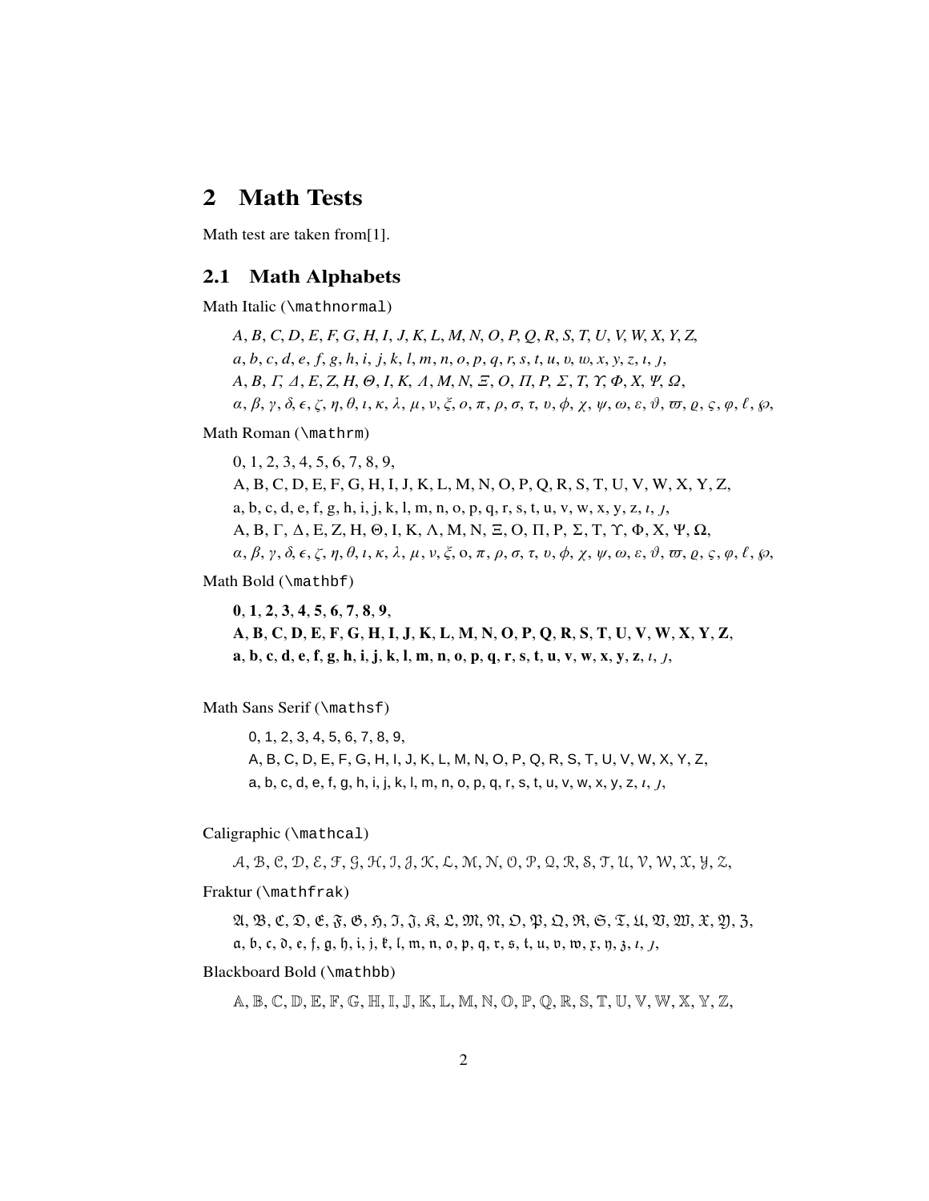## 2 Math Tests

Math test are taken from[1].

### 2.1 Math Alphabets

Math Italic (\mathnormal)

$A, B, C, D, E, F, G, H, I, J, K, L, M, N, O, P, Q, R, S, T, U, V, W, X, Y, Z,$
$a, b, c, d, e, f, g, h, i, j, k, l, m, n, o, p, q, r, s, t, u, v, w, x, y, z, \imath, \jmath,$
$A, B, \mathit{\Gamma}, \mathit{\Delta}, E, Z, H, \mathit{\Theta}, I, K, \mathit{\Lambda}, M, N, \mathit{\Xi}, O, \mathit{\Pi}, P, \mathit{\Sigma}, T, \mathit{\Upsilon}, \mathit{\Phi}, X, \mathit{\Psi}, \mathit{\Omega},$
$\alpha, \beta, \gamma, \delta, \epsilon, \zeta, \eta, \theta, \iota, \kappa, \lambda, \mu, \nu, \xi, o, \pi, \rho, \sigma, \tau, \upsilon, \phi, \chi, \psi, \omega, \varepsilon, \vartheta, \varpi, \varrho, \varsigma, \varphi, \ell, \wp,$

Math Roman (\mathrm)

$\mathrm{0, 1, 2, 3, 4, 5, 6, 7, 8, 9,}$
$\mathrm{A, B, C, D, E, F, G, H, I, J, K, L, M, N, O, P, Q, R, S, T, U, V, W, X, Y, Z,}$
$\mathrm{a, b, c, d, e, f, g, h, i, j, k, l, m, n, o, p, q, r, s, t, u, v, w, x, y, z}, \imath, \jmath,$
$\mathrm{A, B}, \Gamma, \Delta, \mathrm{E, Z, H}, \Theta, \mathrm{I, K}, \Lambda, \mathrm{M, N}, \Xi, \mathrm{O}, \Pi, \mathrm{P}, \Sigma, \mathrm{T}, \Upsilon, \Phi, \mathrm{X}, \Psi, \Omega,$
$\alpha, \beta, \gamma, \delta, \epsilon, \zeta, \eta, \theta, \iota, \kappa, \lambda, \mu, \nu, \xi, \mathrm{o}, \pi, \rho, \sigma, \tau, \upsilon, \phi, \chi, \psi, \omega, \varepsilon, \vartheta, \varpi, \varrho, \varsigma, \varphi, \ell, \wp,$

Math Bold (\mathbf)

$\mathbf{0, 1, 2, 3, 4, 5, 6, 7, 8, 9,}$
$\mathbf{A, B, C, D, E, F, G, H, I, J, K, L, M, N, O, P, Q, R, S, T, U, V, W, X, Y, Z,}$
$\mathbf{a, b, c, d, e, f, g, h, i, j, k, l, m, n, o, p, q, r, s, t, u, v, w, x, y, z}, \imath, \jmath,$

Math Sans Serif (\mathsf)

$\mathsf{0, 1, 2, 3, 4, 5, 6, 7, 8, 9,}$
$\mathsf{A, B, C, D, E, F, G, H, I, J, K, L, M, N, O, P, Q, R, S, T, U, V, W, X, Y, Z,}$
$\mathsf{a, b, c, d, e, f, g, h, i, j, k, l, m, n, o, p, q, r, s, t, u, v, w, x, y, z}, \imath, \jmath,$

Caligraphic (\mathcal)

$\mathcal{A, B, C, D, E, F, G, H, I, J, K, L, M, N, O, P, Q, R, S, T, U, V, W, X, Y, Z,}$

Fraktur (\mathfrak)

$\mathfrak{A, B, C, D, E, F, G, H, I, J, K, L, M, N, O, P, Q, R, S, T, U, V, W, X, Y, Z,}$
$\mathfrak{a, b, c, d, e, f, g, h, i, j, k, l, m, n, o, p, q, r, s, t, u, v, w, x, y, z}, \imath, \jmath,$

Blackboard Bold (\mathbb)

$\mathbb{A}, \mathbb{B}, \mathbb{C}, \mathbb{D}, \mathbb{E}, \mathbb{F}, \mathbb{G}, \mathbb{H}, \mathbb{I}, \mathbb{J}, \mathbb{K}, \mathbb{L}, \mathbb{M}, \mathbb{N}, \mathbb{O}, \mathbb{P}, \mathbb{Q}, \mathbb{R}, \mathbb{S}, \mathbb{T}, \mathbb{U}, \mathbb{V}, \mathbb{W}, \mathbb{X}, \mathbb{Y}, \mathbb{Z},$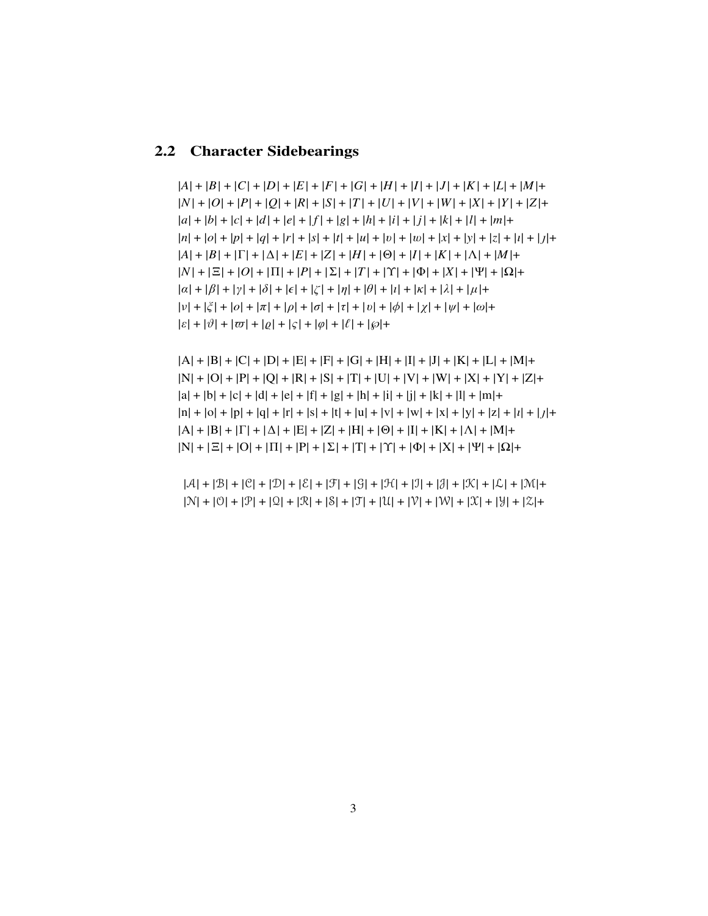## 2.2 Character Sidebearings

$|A| + |B| + |C| + |D| + |E| + |F| + |G| + |H| + |I| + |J| + |K| + |L| + |M| +$
$|N| + |O| + |P| + |Q| + |R| + |S| + |T| + |U| + |V| + |W| + |X| + |Y| + |Z| +$
$|a| + |b| + |c| + |d| + |e| + |f| + |g| + |h| + |i| + |j| + |k| + |l| + |m| +$
$|n| + |o| + |p| + |q| + |r| + |s| + |t| + |u| + |v| + |w| + |x| + |y| + |z| + |\imath| + |\jmath| +$
$|A| + |B| + |\Gamma| + |\Delta| + |E| + |Z| + |H| + |\Theta| + |I| + |K| + |\Lambda| + |M| +$
$|N| + |\Xi| + |O| + |\Pi| + |P| + |\Sigma| + |T| + |\Upsilon| + |\Phi| + |X| + |\Psi| + |\Omega| +$
$|\alpha| + |\beta| + |\gamma| + |\delta| + |\epsilon| + |\zeta| + |\eta| + |\theta| + |\iota| + |\kappa| + |\lambda| + |\mu| +$
$|\nu| + |\xi| + |o| + |\pi| + |\rho| + |\sigma| + |\tau| + |\upsilon| + |\phi| + |\chi| + |\psi| + |\omega| +$
$|\varepsilon| + |\vartheta| + |\varpi| + |\varrho| + |\varsigma| + |\varphi| + |\ell| + |\wp| +$

$|\mathrm{A}| + |\mathrm{B}| + |\mathrm{C}| + |\mathrm{D}| + |\mathrm{E}| + |\mathrm{F}| + |\mathrm{G}| + |\mathrm{H}| + |\mathrm{I}| + |\mathrm{J}| + |\mathrm{K}| + |\mathrm{L}| + |\mathrm{M}| +$
$|\mathrm{N}| + |\mathrm{O}| + |\mathrm{P}| + |\mathrm{Q}| + |\mathrm{R}| + |\mathrm{S}| + |\mathrm{T}| + |\mathrm{U}| + |\mathrm{V}| + |\mathrm{W}| + |\mathrm{X}| + |\mathrm{Y}| + |\mathrm{Z}| +$
$|\mathrm{a}| + |\mathrm{b}| + |\mathrm{c}| + |\mathrm{d}| + |\mathrm{e}| + |\mathrm{f}| + |\mathrm{g}| + |\mathrm{h}| + |\mathrm{i}| + |\mathrm{j}| + |\mathrm{k}| + |\mathrm{l}| + |\mathrm{m}| +$
$|\mathrm{n}| + |\mathrm{o}| + |\mathrm{p}| + |\mathrm{q}| + |\mathrm{r}| + |\mathrm{s}| + |\mathrm{t}| + |\mathrm{u}| + |\mathrm{v}| + |\mathrm{w}| + |\mathrm{x}| + |\mathrm{y}| + |\mathrm{z}| + |\imath| + |\jmath| +$
$|\mathrm{A}| + |\mathrm{B}| + |\Gamma| + |\Delta| + |\mathrm{E}| + |\mathrm{Z}| + |\mathrm{H}| + |\Theta| + |\mathrm{I}| + |\mathrm{K}| + |\Lambda| + |\mathrm{M}| +$
$|\mathrm{N}| + |\Xi| + |\mathrm{O}| + |\Pi| + |\mathrm{P}| + |\Sigma| + |\mathrm{T}| + |\Upsilon| + |\Phi| + |\mathrm{X}| + |\Psi| + |\Omega| +$

$|\mathcal{A}| + |\mathcal{B}| + |\mathcal{C}| + |\mathcal{D}| + |\mathcal{E}| + |\mathcal{F}| + |\mathcal{G}| + |\mathcal{H}| + |\mathcal{I}| + |\mathcal{J}| + |\mathcal{K}| + |\mathcal{L}| + |\mathcal{M}| +$
$|\mathcal{N}| + |\mathcal{O}| + |\mathcal{P}| + |\mathcal{Q}| + |\mathcal{R}| + |\mathcal{S}| + |\mathcal{T}| + |\mathcal{U}| + |\mathcal{V}| + |\mathcal{W}| + |\mathcal{X}| + |\mathcal{Y}| + |\mathcal{Z}| +$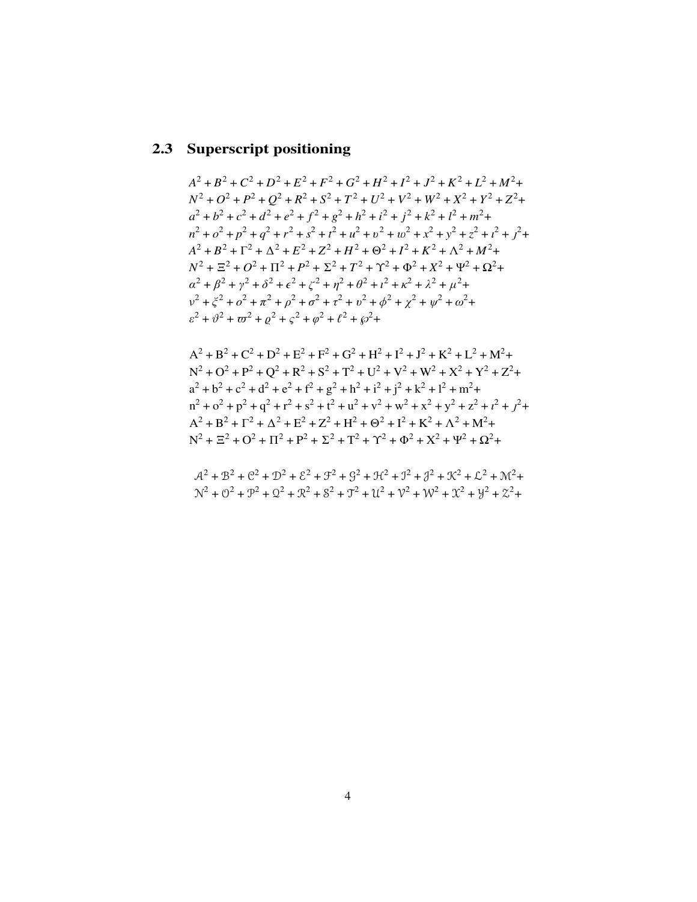### 2.3 Superscript positioning

$$
\begin{gathered}
A^2 + B^2 + C^2 + D^2 + E^2 + F^2 + G^2 + H^2 + I^2 + J^2 + K^2 + L^2 + M^2 + \\
N^2 + O^2 + P^2 + Q^2 + R^2 + S^2 + T^2 + U^2 + V^2 + W^2 + X^2 + Y^2 + Z^2 + \\
a^2 + b^2 + c^2 + d^2 + e^2 + f^2 + g^2 + h^2 + i^2 + j^2 + k^2 + l^2 + m^2 + \\
n^2 + o^2 + p^2 + q^2 + r^2 + s^2 + t^2 + u^2 + v^2 + w^2 + x^2 + y^2 + z^2 + \imath^2 + \jmath^2 + \\
A^2 + B^2 + \Gamma^2 + \Delta^2 + E^2 + Z^2 + H^2 + \Theta^2 + I^2 + K^2 + \Lambda^2 + M^2 + \\
N^2 + \Xi^2 + O^2 + \Pi^2 + P^2 + \Sigma^2 + T^2 + \Upsilon^2 + \Phi^2 + X^2 + \Psi^2 + \Omega^2 + \\
\alpha^2 + \beta^2 + \gamma^2 + \delta^2 + \epsilon^2 + \zeta^2 + \eta^2 + \theta^2 + \iota^2 + \kappa^2 + \lambda^2 + \mu^2 + \\
\nu^2 + \xi^2 + o^2 + \pi^2 + \rho^2 + \sigma^2 + \tau^2 + \upsilon^2 + \phi^2 + \chi^2 + \psi^2 + \omega^2 + \\
\varepsilon^2 + \vartheta^2 + \varpi^2 + \varrho^2 + \varsigma^2 + \varphi^2 + \ell^2 + \wp^2 +
\end{gathered}
$$

$$
\begin{gathered}
\mathrm{A}^2 + \mathrm{B}^2 + \mathrm{C}^2 + \mathrm{D}^2 + \mathrm{E}^2 + \mathrm{F}^2 + \mathrm{G}^2 + \mathrm{H}^2 + \mathrm{I}^2 + \mathrm{J}^2 + \mathrm{K}^2 + \mathrm{L}^2 + \mathrm{M}^2 + \\
\mathrm{N}^2 + \mathrm{O}^2 + \mathrm{P}^2 + \mathrm{Q}^2 + \mathrm{R}^2 + \mathrm{S}^2 + \mathrm{T}^2 + \mathrm{U}^2 + \mathrm{V}^2 + \mathrm{W}^2 + \mathrm{X}^2 + \mathrm{Y}^2 + \mathrm{Z}^2 + \\
\mathrm{a}^2 + \mathrm{b}^2 + \mathrm{c}^2 + \mathrm{d}^2 + \mathrm{e}^2 + \mathrm{f}^2 + \mathrm{g}^2 + \mathrm{h}^2 + \mathrm{i}^2 + \mathrm{j}^2 + \mathrm{k}^2 + \mathrm{l}^2 + \mathrm{m}^2 + \\
\mathrm{n}^2 + \mathrm{o}^2 + \mathrm{p}^2 + \mathrm{q}^2 + \mathrm{r}^2 + \mathrm{s}^2 + \mathrm{t}^2 + \mathrm{u}^2 + \mathrm{v}^2 + \mathrm{w}^2 + \mathrm{x}^2 + \mathrm{y}^2 + \mathrm{z}^2 + \imath^2 + \jmath^2 + \\
\mathrm{A}^2 + \mathrm{B}^2 + \Gamma^2 + \Delta^2 + \mathrm{E}^2 + \mathrm{Z}^2 + \mathrm{H}^2 + \Theta^2 + \mathrm{I}^2 + \mathrm{K}^2 + \Lambda^2 + \mathrm{M}^2 + \\
\mathrm{N}^2 + \Xi^2 + \mathrm{O}^2 + \Pi^2 + \mathrm{P}^2 + \Sigma^2 + \mathrm{T}^2 + \Upsilon^2 + \Phi^2 + \mathrm{X}^2 + \Psi^2 + \Omega^2 +
\end{gathered}
$$

$$
\begin{gathered}
\mathcal{A}^2 + \mathcal{B}^2 + \mathcal{C}^2 + \mathcal{D}^2 + \mathcal{E}^2 + \mathcal{F}^2 + \mathcal{G}^2 + \mathcal{H}^2 + \mathcal{I}^2 + \mathcal{J}^2 + \mathcal{K}^2 + \mathcal{L}^2 + \mathcal{M}^2 + \\
\mathcal{N}^2 + \mathcal{O}^2 + \mathcal{P}^2 + \mathcal{Q}^2 + \mathcal{R}^2 + \mathcal{S}^2 + \mathcal{T}^2 + \mathcal{U}^2 + \mathcal{V}^2 + \mathcal{W}^2 + \mathcal{X}^2 + \mathcal{Y}^2 + \mathcal{Z}^2 +
\end{gathered}
$$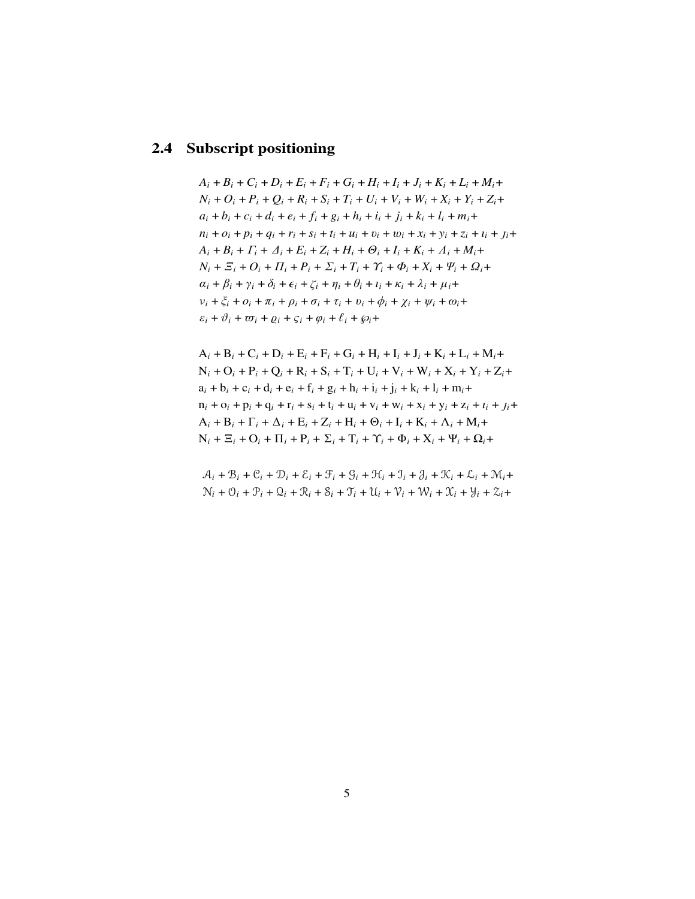## 2.4 Subscript positioning

$$A_i + B_i + C_i + D_i + E_i + F_i + G_i + H_i + I_i + J_i + K_i + L_i + M_i +$$
$$N_i + O_i + P_i + Q_i + R_i + S_i + T_i + U_i + V_i + W_i + X_i + Y_i + Z_i +$$
$$a_i + b_i + c_i + d_i + e_i + f_i + g_i + h_i + i_i + j_i + k_i + l_i + m_i +$$
$$n_i + o_i + p_i + q_i + r_i + s_i + t_i + u_i + v_i + w_i + x_i + y_i + z_i + \imath_i + \jmath_i +$$
$$A_i + B_i + \mathit{\Gamma}_i + \mathit{\Delta}_i + E_i + Z_i + H_i + \mathit{\Theta}_i + I_i + K_i + \mathit{\Lambda}_i + M_i +$$
$$N_i + \mathit{\Xi}_i + O_i + \mathit{\Pi}_i + P_i + \mathit{\Sigma}_i + T_i + \mathit{\Upsilon}_i + \mathit{\Phi}_i + X_i + \mathit{\Psi}_i + \mathit{\Omega}_i +$$
$$\alpha_i + \beta_i + \gamma_i + \delta_i + \epsilon_i + \zeta_i + \eta_i + \theta_i + \iota_i + \kappa_i + \lambda_i + \mu_i +$$
$$\nu_i + \xi_i + o_i + \pi_i + \rho_i + \sigma_i + \tau_i + \upsilon_i + \phi_i + \chi_i + \psi_i + \omega_i +$$
$$\varepsilon_i + \vartheta_i + \varpi_i + \varrho_i + \varsigma_i + \varphi_i + \ell_i + \wp_i +$$

$$\mathrm{A}_i + \mathrm{B}_i + \mathrm{C}_i + \mathrm{D}_i + \mathrm{E}_i + \mathrm{F}_i + \mathrm{G}_i + \mathrm{H}_i + \mathrm{I}_i + \mathrm{J}_i + \mathrm{K}_i + \mathrm{L}_i + \mathrm{M}_i +$$
$$\mathrm{N}_i + \mathrm{O}_i + \mathrm{P}_i + \mathrm{Q}_i + \mathrm{R}_i + \mathrm{S}_i + \mathrm{T}_i + \mathrm{U}_i + \mathrm{V}_i + \mathrm{W}_i + \mathrm{X}_i + \mathrm{Y}_i + \mathrm{Z}_i +$$
$$\mathrm{a}_i + \mathrm{b}_i + \mathrm{c}_i + \mathrm{d}_i + \mathrm{e}_i + \mathrm{f}_i + \mathrm{g}_i + \mathrm{h}_i + \mathrm{i}_i + \mathrm{j}_i + \mathrm{k}_i + \mathrm{l}_i + \mathrm{m}_i +$$
$$\mathrm{n}_i + \mathrm{o}_i + \mathrm{p}_i + \mathrm{q}_i + \mathrm{r}_i + \mathrm{s}_i + \mathrm{t}_i + \mathrm{u}_i + \mathrm{v}_i + \mathrm{w}_i + \mathrm{x}_i + \mathrm{y}_i + \mathrm{z}_i + \imath_i + \jmath_i +$$
$$\mathrm{A}_i + \mathrm{B}_i + \Gamma_i + \Delta_i + \mathrm{E}_i + \mathrm{Z}_i + \mathrm{H}_i + \Theta_i + \mathrm{I}_i + \mathrm{K}_i + \Lambda_i + \mathrm{M}_i +$$
$$\mathrm{N}_i + \Xi_i + \mathrm{O}_i + \Pi_i + \mathrm{P}_i + \Sigma_i + \mathrm{T}_i + \Upsilon_i + \Phi_i + \mathrm{X}_i + \Psi_i + \Omega_i +$$

$$\mathcal{A}_i + \mathcal{B}_i + \mathcal{C}_i + \mathcal{D}_i + \mathcal{E}_i + \mathcal{F}_i + \mathcal{G}_i + \mathcal{H}_i + \mathcal{I}_i + \mathcal{J}_i + \mathcal{K}_i + \mathcal{L}_i + \mathcal{M}_i +$$
$$\mathcal{N}_i + \mathcal{O}_i + \mathcal{P}_i + \mathcal{Q}_i + \mathcal{R}_i + \mathcal{S}_i + \mathcal{T}_i + \mathcal{U}_i + \mathcal{V}_i + \mathcal{W}_i + \mathcal{X}_i + \mathcal{Y}_i + \mathcal{Z}_i +$$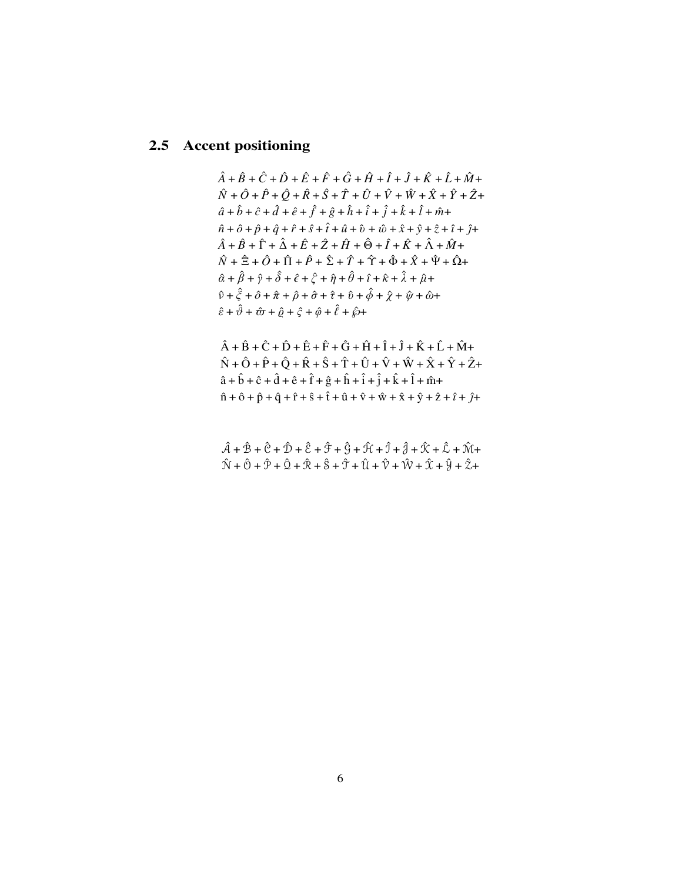## 2.5 Accent positioning

$$\hat{A}+\hat{B}+\hat{C}+\hat{D}+\hat{E}+\hat{F}+\hat{G}+\hat{H}+\hat{I}+\hat{J}+\hat{K}+\hat{L}+\hat{M}+$$
$$\hat{N}+\hat{O}+\hat{P}+\hat{Q}+\hat{R}+\hat{S}+\hat{T}+\hat{U}+\hat{V}+\hat{W}+\hat{X}+\hat{Y}+\hat{Z}+$$
$$\hat{a}+\hat{b}+\hat{c}+\hat{d}+\hat{e}+\hat{f}+\hat{g}+\hat{h}+\hat{i}+\hat{j}+\hat{k}+\hat{l}+\hat{m}+$$
$$\hat{n}+\hat{o}+\hat{p}+\hat{q}+\hat{r}+\hat{s}+\hat{t}+\hat{u}+\hat{v}+\hat{w}+\hat{x}+\hat{y}+\hat{z}+\hat{\imath}+\hat{\jmath}+$$
$$\hat{A}+\hat{B}+\hat{\Gamma}+\hat{\Delta}+\hat{E}+\hat{Z}+\hat{H}+\hat{\Theta}+\hat{I}+\hat{K}+\hat{\Lambda}+\hat{M}+$$
$$\hat{N}+\hat{\Xi}+\hat{O}+\hat{\Pi}+\hat{P}+\hat{\Sigma}+\hat{T}+\hat{\Upsilon}+\hat{\Phi}+\hat{X}+\hat{\Psi}+\hat{\Omega}+$$
$$\hat{\alpha}+\hat{\beta}+\hat{\gamma}+\hat{\delta}+\hat{\epsilon}+\hat{\zeta}+\hat{\eta}+\hat{\theta}+\hat{\iota}+\hat{\kappa}+\hat{\lambda}+\hat{\mu}+$$
$$\hat{\nu}+\hat{\xi}+\hat{o}+\hat{\pi}+\hat{\rho}+\hat{\sigma}+\hat{\tau}+\hat{\upsilon}+\hat{\phi}+\hat{\chi}+\hat{\psi}+\hat{\omega}+$$
$$\hat{\varepsilon}+\hat{\vartheta}+\hat{\varpi}+\hat{\varrho}+\hat{\varsigma}+\hat{\varphi}+\hat{\ell}+\hat{\wp}+$$

$$\hat{\mathrm{A}}+\hat{\mathrm{B}}+\hat{\mathrm{C}}+\hat{\mathrm{D}}+\hat{\mathrm{E}}+\hat{\mathrm{F}}+\hat{\mathrm{G}}+\hat{\mathrm{H}}+\hat{\mathrm{I}}+\hat{\mathrm{J}}+\hat{\mathrm{K}}+\hat{\mathrm{L}}+\hat{\mathrm{M}}+$$
$$\hat{\mathrm{N}}+\hat{\mathrm{O}}+\hat{\mathrm{P}}+\hat{\mathrm{Q}}+\hat{\mathrm{R}}+\hat{\mathrm{S}}+\hat{\mathrm{T}}+\hat{\mathrm{U}}+\hat{\mathrm{V}}+\hat{\mathrm{W}}+\hat{\mathrm{X}}+\hat{\mathrm{Y}}+\hat{\mathrm{Z}}+$$
$$\hat{\mathrm{a}}+\hat{\mathrm{b}}+\hat{\mathrm{c}}+\hat{\mathrm{d}}+\hat{\mathrm{e}}+\hat{\mathrm{f}}+\hat{\mathrm{g}}+\hat{\mathrm{h}}+\hat{\mathrm{i}}+\hat{\mathrm{j}}+\hat{\mathrm{k}}+\hat{\mathrm{l}}+\hat{\mathrm{m}}+$$
$$\hat{\mathrm{n}}+\hat{\mathrm{o}}+\hat{\mathrm{p}}+\hat{\mathrm{q}}+\hat{\mathrm{r}}+\hat{\mathrm{s}}+\hat{\mathrm{t}}+\hat{\mathrm{u}}+\hat{\mathrm{v}}+\hat{\mathrm{w}}+\hat{\mathrm{x}}+\hat{\mathrm{y}}+\hat{\mathrm{z}}+\hat{\imath}+\hat{\jmath}+$$

$$\hat{\mathcal{A}}+\hat{\mathcal{B}}+\hat{\mathcal{C}}+\hat{\mathcal{D}}+\hat{\mathcal{E}}+\hat{\mathcal{F}}+\hat{\mathcal{G}}+\hat{\mathcal{H}}+\hat{\mathcal{I}}+\hat{\mathcal{J}}+\hat{\mathcal{K}}+\hat{\mathcal{L}}+\hat{\mathcal{M}}+$$
$$\hat{\mathcal{N}}+\hat{\mathcal{O}}+\hat{\mathcal{P}}+\hat{\mathcal{Q}}+\hat{\mathcal{R}}+\hat{\mathcal{S}}+\hat{\mathcal{T}}+\hat{\mathcal{U}}+\hat{\mathcal{V}}+\hat{\mathcal{W}}+\hat{\mathcal{X}}+\hat{\mathcal{Y}}+\hat{\mathcal{Z}}+$$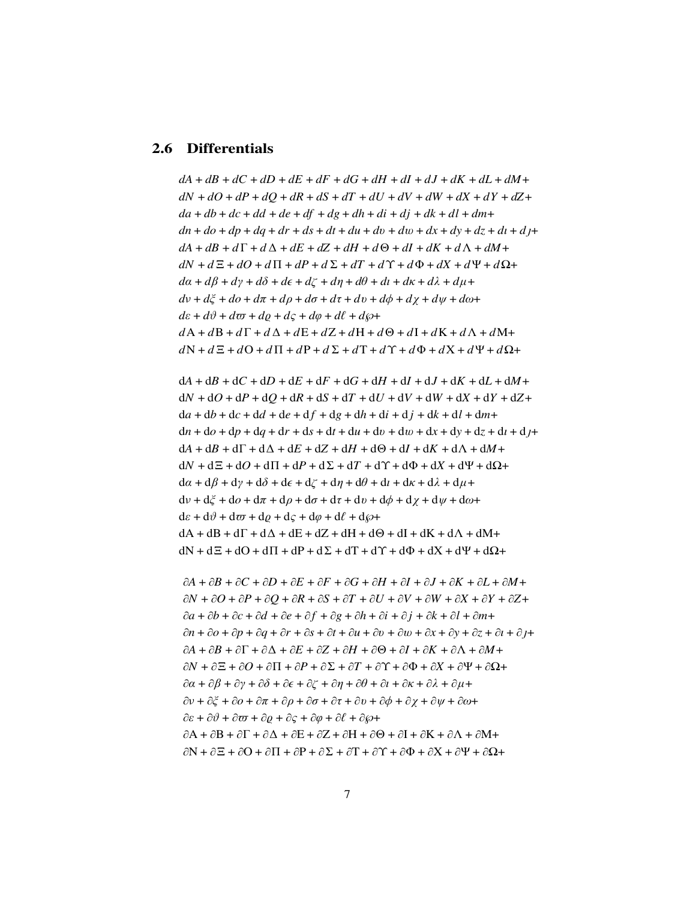## 2.6 Differentials

$$
\begin{aligned}
&dA + dB + dC + dD + dE + dF + dG + dH + dI + dJ + dK + dL + dM +\\
&dN + dO + dP + dQ + dR + dS + dT + dU + dV + dW + dX + dY + dZ +\\
&da + db + dc + dd + de + df + dg + dh + di + dj + dk + dl + dm +\\
&dn + do + dp + dq + dr + ds + dt + du + dv + dw + dx + dy + dz + d\imath + d\jmath +\\
&dA + dB + d\Gamma + d\Delta + dE + dZ + dH + d\Theta + dI + dK + d\Lambda + dM +\\
&dN + d\Xi + dO + d\Pi + dP + d\Sigma + dT + d\Upsilon + d\Phi + dX + d\Psi + d\Omega +\\
&d\alpha + d\beta + d\gamma + d\delta + d\epsilon + d\zeta + d\eta + d\theta + d\iota + d\kappa + d\lambda + d\mu +\\
&d\nu + d\xi + do + d\pi + d\rho + d\sigma + d\tau + d\upsilon + d\phi + d\chi + d\psi + d\omega +\\
&d\varepsilon + d\vartheta + d\varpi + d\varrho + d\varsigma + d\varphi + d\ell + d\wp +\\
&d\mathrm{A} + d\mathrm{B} + d\Gamma + d\Delta + d\mathrm{E} + d\mathrm{Z} + d\mathrm{H} + d\Theta + d\mathrm{I} + d\mathrm{K} + d\Lambda + d\mathrm{M} +\\
&d\mathrm{N} + d\Xi + d\mathrm{O} + d\Pi + d\mathrm{P} + d\Sigma + d\mathrm{T} + d\Upsilon + d\Phi + d\mathrm{X} + d\Psi + d\Omega +
\end{aligned}
$$

$$
\begin{aligned}
&\mathrm{d}A + \mathrm{d}B + \mathrm{d}C + \mathrm{d}D + \mathrm{d}E + \mathrm{d}F + \mathrm{d}G + \mathrm{d}H + \mathrm{d}I + \mathrm{d}J + \mathrm{d}K + \mathrm{d}L + \mathrm{d}M +\\
&\mathrm{d}N + \mathrm{d}O + \mathrm{d}P + \mathrm{d}Q + \mathrm{d}R + \mathrm{d}S + \mathrm{d}T + \mathrm{d}U + \mathrm{d}V + \mathrm{d}W + \mathrm{d}X + \mathrm{d}Y + \mathrm{d}Z +\\
&\mathrm{d}a + \mathrm{d}b + \mathrm{d}c + \mathrm{d}d + \mathrm{d}e + \mathrm{d}f + \mathrm{d}g + \mathrm{d}h + \mathrm{d}i + \mathrm{d}j + \mathrm{d}k + \mathrm{d}l + \mathrm{d}m +\\
&\mathrm{d}n + \mathrm{d}o + \mathrm{d}p + \mathrm{d}q + \mathrm{d}r + \mathrm{d}s + \mathrm{d}t + \mathrm{d}u + \mathrm{d}v + \mathrm{d}w + \mathrm{d}x + \mathrm{d}y + \mathrm{d}z + \mathrm{d}\imath + \mathrm{d}\jmath +\\
&\mathrm{d}A + \mathrm{d}B + \mathrm{d}\Gamma + \mathrm{d}\Delta + \mathrm{d}E + \mathrm{d}Z + \mathrm{d}H + \mathrm{d}\Theta + \mathrm{d}I + \mathrm{d}K + \mathrm{d}\Lambda + \mathrm{d}M +\\
&\mathrm{d}N + \mathrm{d}\Xi + \mathrm{d}O + \mathrm{d}\Pi + \mathrm{d}P + \mathrm{d}\Sigma + \mathrm{d}T + \mathrm{d}\Upsilon + \mathrm{d}\Phi + \mathrm{d}X + \mathrm{d}\Psi + \mathrm{d}\Omega +\\
&\mathrm{d}\alpha + \mathrm{d}\beta + \mathrm{d}\gamma + \mathrm{d}\delta + \mathrm{d}\epsilon + \mathrm{d}\zeta + \mathrm{d}\eta + \mathrm{d}\theta + \mathrm{d}\iota + \mathrm{d}\kappa + \mathrm{d}\lambda + \mathrm{d}\mu +\\
&\mathrm{d}\nu + \mathrm{d}\xi + \mathrm{d}o + \mathrm{d}\pi + \mathrm{d}\rho + \mathrm{d}\sigma + \mathrm{d}\tau + \mathrm{d}\upsilon + \mathrm{d}\phi + \mathrm{d}\chi + \mathrm{d}\psi + \mathrm{d}\omega +\\
&\mathrm{d}\varepsilon + \mathrm{d}\vartheta + \mathrm{d}\varpi + \mathrm{d}\varrho + \mathrm{d}\varsigma + \mathrm{d}\varphi + \mathrm{d}\ell + \mathrm{d}\wp +\\
&\mathrm{dA} + \mathrm{dB} + \mathrm{d}\Gamma + \mathrm{d}\Delta + \mathrm{dE} + \mathrm{dZ} + \mathrm{dH} + \mathrm{d}\Theta + \mathrm{dI} + \mathrm{dK} + \mathrm{d}\Lambda + \mathrm{dM} +\\
&\mathrm{dN} + \mathrm{d}\Xi + \mathrm{dO} + \mathrm{d}\Pi + \mathrm{dP} + \mathrm{d}\Sigma + \mathrm{dT} + \mathrm{d}\Upsilon + \mathrm{d}\Phi + \mathrm{dX} + \mathrm{d}\Psi + \mathrm{d}\Omega +
\end{aligned}
$$

$$
\begin{aligned}
&\partial A + \partial B + \partial C + \partial D + \partial E + \partial F + \partial G + \partial H + \partial I + \partial J + \partial K + \partial L + \partial M +\\
&\partial N + \partial O + \partial P + \partial Q + \partial R + \partial S + \partial T + \partial U + \partial V + \partial W + \partial X + \partial Y + \partial Z +\\
&\partial a + \partial b + \partial c + \partial d + \partial e + \partial f + \partial g + \partial h + \partial i + \partial j + \partial k + \partial l + \partial m +\\
&\partial n + \partial o + \partial p + \partial q + \partial r + \partial s + \partial t + \partial u + \partial v + \partial w + \partial x + \partial y + \partial z + \partial\imath + \partial\jmath +\\
&\partial A + \partial B + \partial\Gamma + \partial\Delta + \partial E + \partial Z + \partial H + \partial\Theta + \partial I + \partial K + \partial\Lambda + \partial M +\\
&\partial N + \partial\Xi + \partial O + \partial\Pi + \partial P + \partial\Sigma + \partial T + \partial\Upsilon + \partial\Phi + \partial X + \partial\Psi + \partial\Omega +\\
&\partial\alpha + \partial\beta + \partial\gamma + \partial\delta + \partial\epsilon + \partial\zeta + \partial\eta + \partial\theta + \partial\iota + \partial\kappa + \partial\lambda + \partial\mu +\\
&\partial\nu + \partial\xi + \partial o + \partial\pi + \partial\rho + \partial\sigma + \partial\tau + \partial\upsilon + \partial\phi + \partial\chi + \partial\psi + \partial\omega +\\
&\partial\varepsilon + \partial\vartheta + \partial\varpi + \partial\varrho + \partial\varsigma + \partial\varphi + \partial\ell + \partial\wp +\\
&\partial\mathrm{A} + \partial\mathrm{B} + \partial\Gamma + \partial\Delta + \partial\mathrm{E} + \partial\mathrm{Z} + \partial\mathrm{H} + \partial\Theta + \partial\mathrm{I} + \partial\mathrm{K} + \partial\Lambda + \partial\mathrm{M} +\\
&\partial\mathrm{N} + \partial\Xi + \partial\mathrm{O} + \partial\Pi + \partial\mathrm{P} + \partial\Sigma + \partial\mathrm{T} + \partial\Upsilon + \partial\Phi + \partial\mathrm{X} + \partial\Psi + \partial\Omega +
\end{aligned}
$$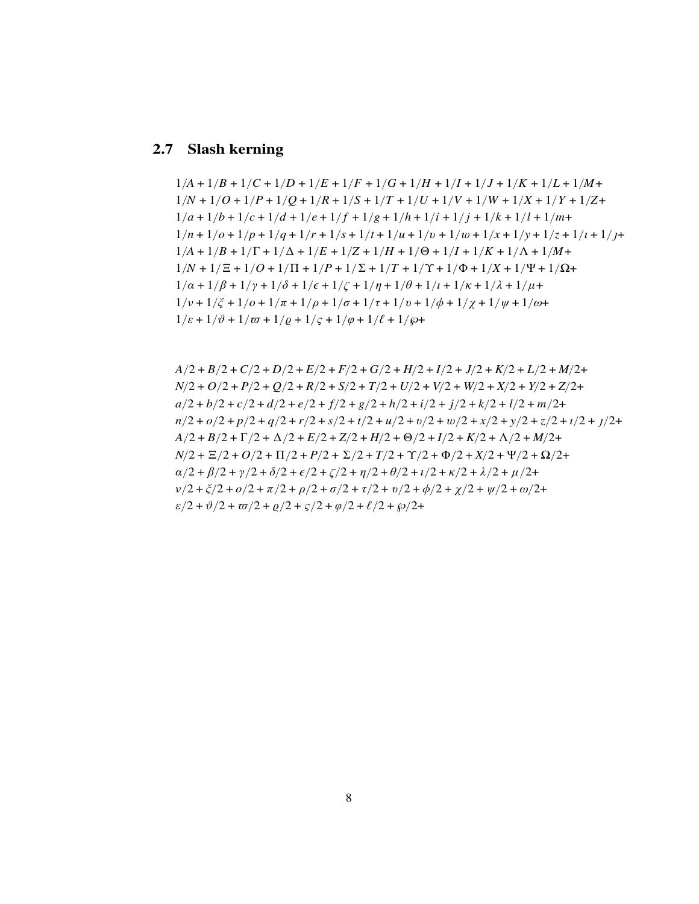## 2.7 Slash kerning

$$1/A+1/B+1/C+1/D+1/E+1/F+1/G+1/H+1/I+1/J+1/K+1/L+1/M+$$
$$1/N+1/O+1/P+1/Q+1/R+1/S+1/T+1/U+1/V+1/W+1/X+1/Y+1/Z+$$
$$1/a+1/b+1/c+1/d+1/e+1/f+1/g+1/h+1/i+1/j+1/k+1/l+1/m+$$
$$1/n+1/o+1/p+1/q+1/r+1/s+1/t+1/u+1/v+1/w+1/x+1/y+1/z+1/\imath+1/\jmath+$$
$$1/A+1/B+1/\Gamma+1/\Delta+1/E+1/Z+1/H+1/\Theta+1/I+1/K+1/\Lambda+1/M+$$
$$1/N+1/\Xi+1/O+1/\Pi+1/P+1/\Sigma+1/T+1/\Upsilon+1/\Phi+1/X+1/\Psi+1/\Omega+$$
$$1/\alpha+1/\beta+1/\gamma+1/\delta+1/\epsilon+1/\zeta+1/\eta+1/\theta+1/\iota+1/\kappa+1/\lambda+1/\mu+$$
$$1/\nu+1/\xi+1/o+1/\pi+1/\rho+1/\sigma+1/\tau+1/\upsilon+1/\phi+1/\chi+1/\psi+1/\omega+$$
$$1/\varepsilon+1/\vartheta+1/\varpi+1/\varrho+1/\varsigma+1/\varphi+1/\ell+1/\wp+$$

$$A/2+B/2+C/2+D/2+E/2+F/2+G/2+H/2+I/2+J/2+K/2+L/2+M/2+$$
$$N/2+O/2+P/2+Q/2+R/2+S/2+T/2+U/2+V/2+W/2+X/2+Y/2+Z/2+$$
$$a/2+b/2+c/2+d/2+e/2+f/2+g/2+h/2+i/2+j/2+k/2+l/2+m/2+$$
$$n/2+o/2+p/2+q/2+r/2+s/2+t/2+u/2+v/2+w/2+x/2+y/2+z/2+\imath/2+\jmath/2+$$
$$A/2+B/2+\Gamma/2+\Delta/2+E/2+Z/2+H/2+\Theta/2+I/2+K/2+\Lambda/2+M/2+$$
$$N/2+\Xi/2+O/2+\Pi/2+P/2+\Sigma/2+T/2+\Upsilon/2+\Phi/2+X/2+\Psi/2+\Omega/2+$$
$$\alpha/2+\beta/2+\gamma/2+\delta/2+\epsilon/2+\zeta/2+\eta/2+\theta/2+\iota/2+\kappa/2+\lambda/2+\mu/2+$$
$$\nu/2+\xi/2+o/2+\pi/2+\rho/2+\sigma/2+\tau/2+\upsilon/2+\phi/2+\chi/2+\psi/2+\omega/2+$$
$$\varepsilon/2+\vartheta/2+\varpi/2+\varrho/2+\varsigma/2+\varphi/2+\ell/2+\wp/2+$$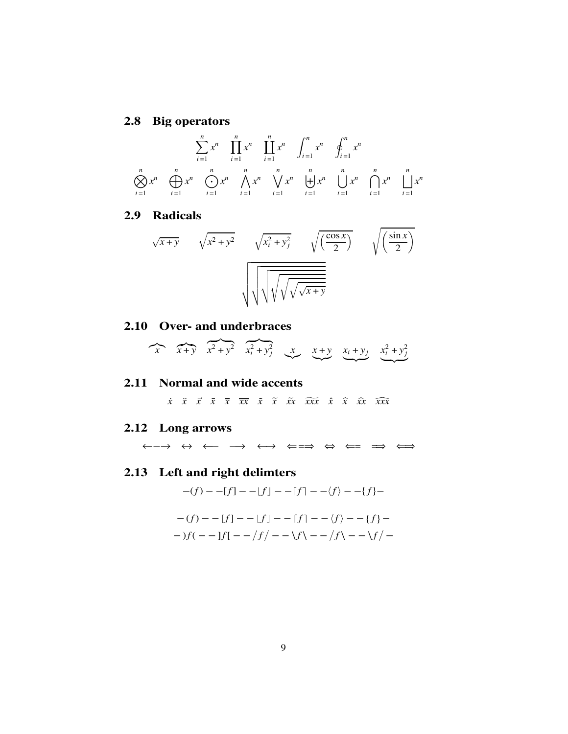### 2.8 Big operators

$$\sum_{i=1}^{n} x^n \quad \prod_{i=1}^{n} x^n \quad \coprod_{i=1}^{n} x^n \quad \int_{i=1}^{n} x^n \quad \oint_{i=1}^{n} x^n$$

$$\bigotimes_{i=1}^{n} x^n \quad \bigoplus_{i=1}^{n} x^n \quad \bigodot_{i=1}^{n} x^n \quad \bigwedge_{i=1}^{n} x^n \quad \bigvee_{i=1}^{n} x^n \quad \biguplus_{i=1}^{n} x^n \quad \bigcup_{i=1}^{n} x^n \quad \bigcap_{i=1}^{n} x^n \quad \bigsqcup_{i=1}^{n} x^n$$

### 2.9 Radicals

$$\sqrt{x+y} \qquad \sqrt{x^2+y^2} \qquad \sqrt{x_i^2+y_j^2} \qquad \sqrt{\left(\frac{\cos x}{2}\right)} \qquad \sqrt{\left(\frac{\sin x}{2}\right)}$$

$$\sqrt{\sqrt{\sqrt{\sqrt{\sqrt{\sqrt{x+y}}}}}}$$

### 2.10 Over- and underbraces

$$\overbrace{x} \quad \overbrace{x+y} \quad \overbrace{x^2+y^2} \quad \overbrace{x_i^2+y_j^2} \quad \underbrace{x} \quad \underbrace{x+y} \quad \underbrace{x_i+y_j} \quad \underbrace{x_i^2+y_j^2}$$

### 2.11 Normal and wide accents

$$\dot{x} \quad \ddot{x} \quad \vec{x} \quad \bar{x} \quad \overline{x} \quad \overline{xx} \quad \tilde{x} \quad \widetilde{x} \quad \widetilde{xx} \quad \widetilde{xxx} \quad \hat{x} \quad \widehat{x} \quad \widehat{xx} \quad \widehat{xxx}$$

### 2.12 Long arrows

$$\leftarrow\!\!-\!\!-\!\!\rightarrow \quad \leftrightarrow \quad \longleftarrow \quad \longrightarrow \quad \longleftrightarrow \quad \Leftarrow\!\!=\!\!=\!\!\Rightarrow \quad \Leftrightarrow \quad \Longleftarrow \quad \Longrightarrow \quad \Longleftrightarrow$$

### 2.13 Left and right delimters

$$-(f)--[f]--\lfloor f\rfloor--\lceil f\rceil--\langle f\rangle--\{f\}-$$

$$-\left(f\right)--\left[f\right]--\left\lfloor f\right\rfloor--\left\lceil f\right\rceil--\left\langle f\right\rangle--\left\{f\right\}-$$

$$-\left)f\right(--\left]f\right[--\left/f\right/--\left\backslash f\right\backslash--\left/f\right\backslash--\left\backslash f\right/-$$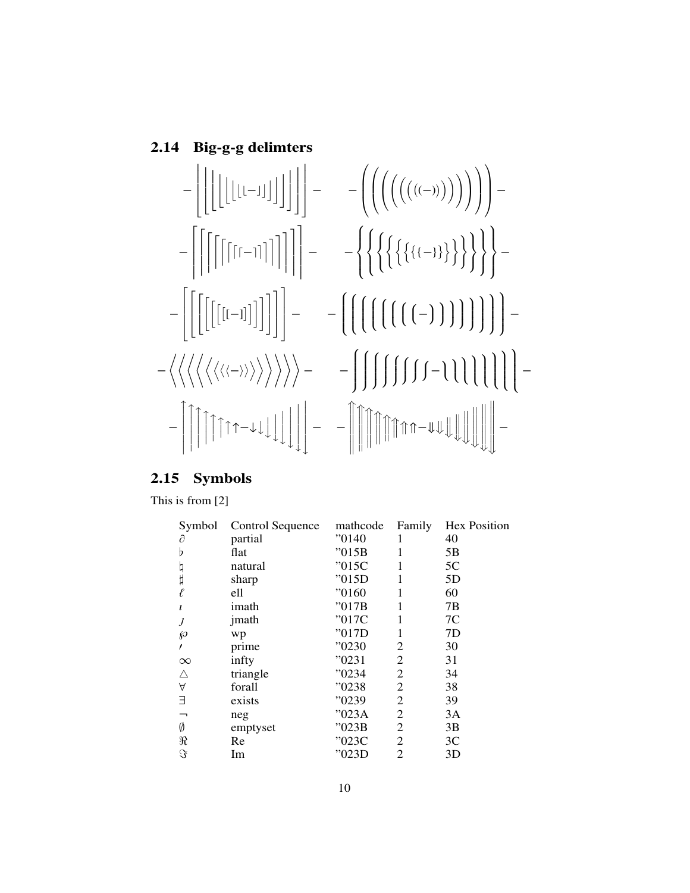## 2.14 Big-g-g delimters

$$-\Bigg\lfloor\bigg\lfloor\Big\lfloor\big\lfloor\lfloor - \rfloor\big\rfloor\Big\rfloor\bigg\rfloor\Bigg\rfloor- \qquad -\Bigg(\bigg(\Big(\big(( - )\big)\Big)\bigg)\Bigg)-$$

$$-\Bigg\lceil\bigg\lceil\Big\lceil\big\lceil\lceil - \rceil\big\rceil\Big\rceil\bigg\rceil\Bigg\rceil- \qquad -\Bigg\{\bigg\{\Big\{\big\{\{ - \}\big\}\Big\}\bigg\}\Bigg\}-$$

$$-\Bigg[\bigg[\Big[\big[[ - ]\big]\Big]\bigg]\Bigg]- \qquad -\Bigg(\bigg(\Big(\big(( - )\big)\Big)\bigg)\Bigg)-$$

$$-\Bigg\langle\bigg\langle\Big\langle\big\langle\langle - \rangle\big\rangle\Big\rangle\bigg\rangle\Bigg\rangle- \qquad -\Bigg\lmoustache\bigg\lmoustache\Big\lmoustache\big\lmoustache\lmoustache - \rmoustache\big\rmoustache\Big\rmoustache\bigg\rmoustache\Bigg\rmoustache-$$

$$-\Bigg\uparrow\bigg\uparrow\Big\uparrow\big\uparrow\uparrow - \downarrow\big\downarrow\Big\downarrow\bigg\downarrow\Bigg\downarrow- \qquad -\Bigg\Uparrow\bigg\Uparrow\Big\Uparrow\big\Uparrow\Uparrow - \Downarrow\big\Downarrow\Big\Downarrow\bigg\Downarrow\Bigg\Downarrow-$$

## 2.15 Symbols

This is from [2]

| Symbol | Control Sequence | mathcode | Family | Hex Position |
|---|---|---|---|---|
| $\partial$ | partial | "0140 | 1 | 40 |
| $\flat$ | flat | "015B | 1 | 5B |
| $\natural$ | natural | "015C | 1 | 5C |
| $\sharp$ | sharp | "015D | 1 | 5D |
| $\ell$ | ell | "0160 | 1 | 60 |
| $\imath$ | imath | "017B | 1 | 7B |
| $\jmath$ | jmath | "017C | 1 | 7C |
| $\wp$ | wp | "017D | 1 | 7D |
| $\prime$ | prime | "0230 | 2 | 30 |
| $\infty$ | infty | "0231 | 2 | 31 |
| $\triangle$ | triangle | "0234 | 2 | 34 |
| $\forall$ | forall | "0238 | 2 | 38 |
| $\exists$ | exists | "0239 | 2 | 39 |
| $\neg$ | neg | "023A | 2 | 3A |
| $\emptyset$ | emptyset | "023B | 2 | 3B |
| $\Re$ | Re | "023C | 2 | 3C |
| $\Im$ | Im | "023D | 2 | 3D |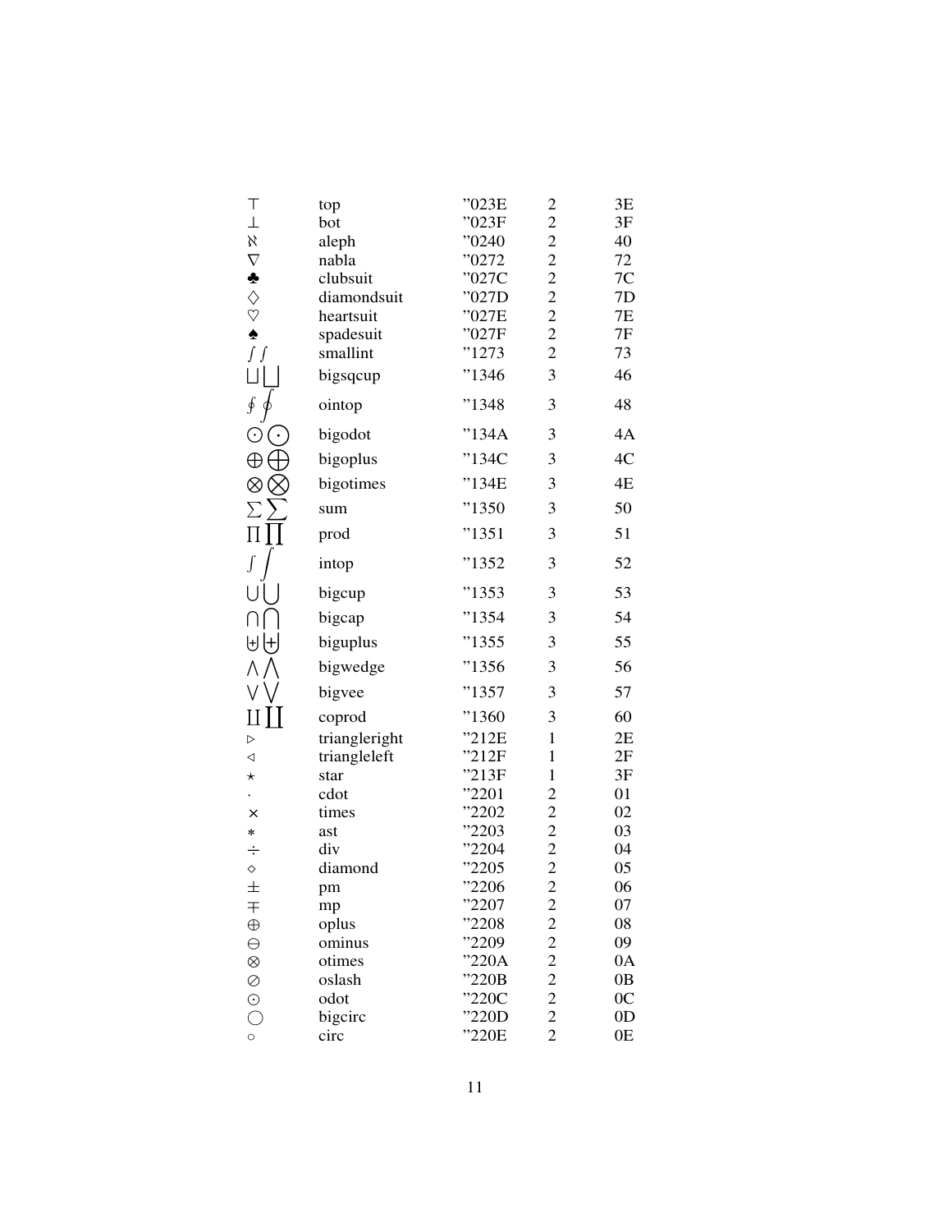| | | | | |
|---|---|---|---|---|
| $\top$ | top | ”023E | 2 | 3E |
| $\bot$ | bot | ”023F | 2 | 3F |
| $\aleph$ | aleph | ”0240 | 2 | 40 |
| $\nabla$ | nabla | ”0272 | 2 | 72 |
| $\clubsuit$ | clubsuit | ”027C | 2 | 7C |
| $\diamondsuit$ | diamondsuit | ”027D | 2 | 7D |
| $\heartsuit$ | heartsuit | ”027E | 2 | 7E |
| $\spadesuit$ | spadesuit | ”027F | 2 | 7F |
| $\smallint$ $\smallint$ | smallint | ”1273 | 2 | 73 |
| $\bigsqcup$ $\bigsqcup$ | bigsqcup | ”1346 | 3 | 46 |
| $\oint$ $\oint$ | ointop | ”1348 | 3 | 48 |
| $\bigodot$ $\bigodot$ | bigodot | ”134A | 3 | 4A |
| $\bigoplus$ $\bigoplus$ | bigoplus | ”134C | 3 | 4C |
| $\bigotimes$ $\bigotimes$ | bigotimes | ”134E | 3 | 4E |
| $\sum$ $\sum$ | sum | ”1350 | 3 | 50 |
| $\prod$ $\prod$ | prod | ”1351 | 3 | 51 |
| $\int$ $\int$ | intop | ”1352 | 3 | 52 |
| $\bigcup$ $\bigcup$ | bigcup | ”1353 | 3 | 53 |
| $\bigcap$ $\bigcap$ | bigcap | ”1354 | 3 | 54 |
| $\biguplus$ $\biguplus$ | biguplus | ”1355 | 3 | 55 |
| $\bigwedge$ $\bigwedge$ | bigwedge | ”1356 | 3 | 56 |
| $\bigvee$ $\bigvee$ | bigvee | ”1357 | 3 | 57 |
| $\coprod$ $\coprod$ | coprod | ”1360 | 3 | 60 |
| $\triangleright$ | triangleright | ”212E | 1 | 2E |
| $\triangleleft$ | triangleleft | ”212F | 1 | 2F |
| $\star$ | star | ”213F | 1 | 3F |
| $\cdot$ | cdot | ”2201 | 2 | 01 |
| $\times$ | times | ”2202 | 2 | 02 |
| $\ast$ | ast | ”2203 | 2 | 03 |
| $\div$ | div | ”2204 | 2 | 04 |
| $\diamond$ | diamond | ”2205 | 2 | 05 |
| $\pm$ | pm | ”2206 | 2 | 06 |
| $\mp$ | mp | ”2207 | 2 | 07 |
| $\oplus$ | oplus | ”2208 | 2 | 08 |
| $\ominus$ | ominus | ”2209 | 2 | 09 |
| $\otimes$ | otimes | ”220A | 2 | 0A |
| $\oslash$ | oslash | ”220B | 2 | 0B |
| $\odot$ | odot | ”220C | 2 | 0C |
| $\bigcirc$ | bigcirc | ”220D | 2 | 0D |
| $\circ$ | circ | ”220E | 2 | 0E |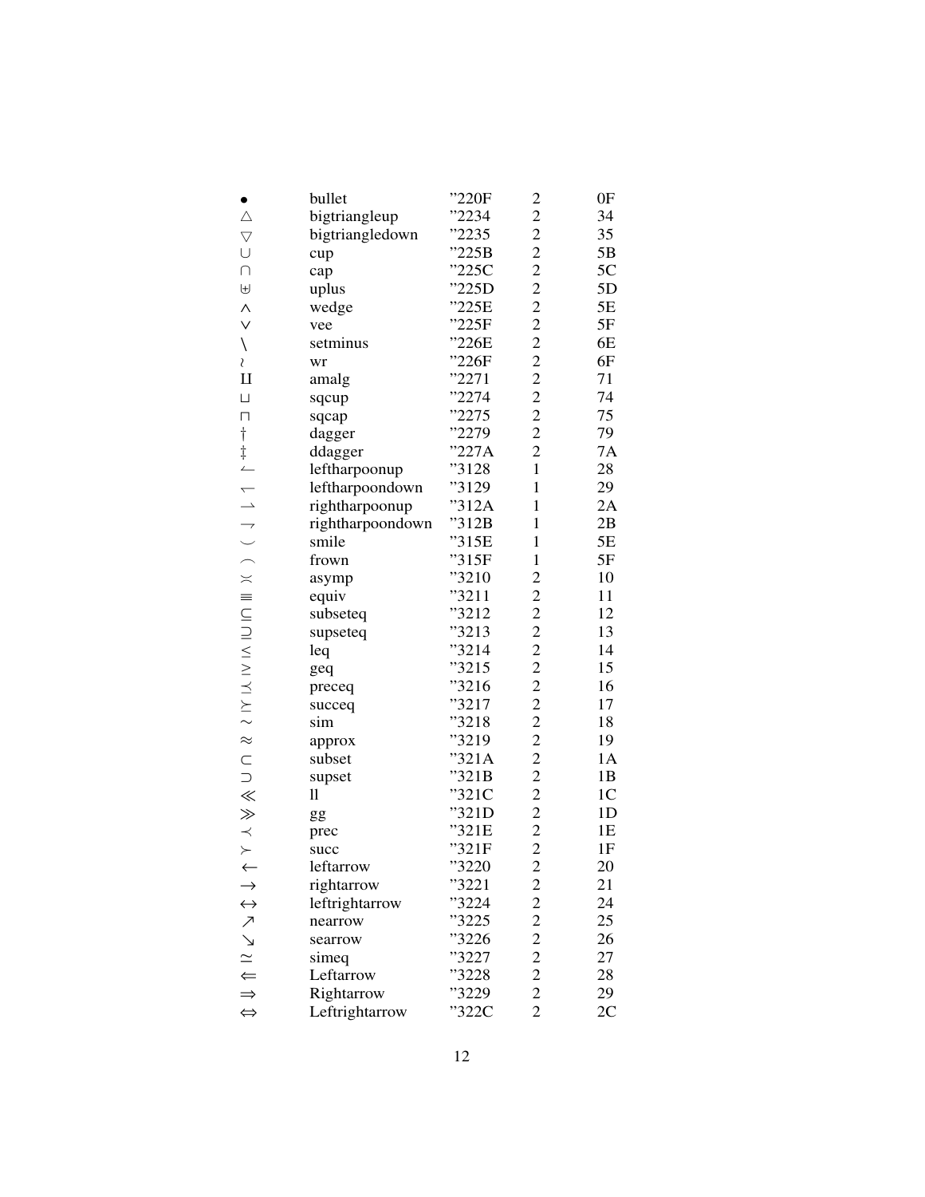| | | | | |
|---|---|---|---|---|
| $\bullet$ | bullet | "220F | 2 | 0F |
| $\bigtriangleup$ | bigtriangleup | "2234 | 2 | 34 |
| $\bigtriangledown$ | bigtriangledown | "2235 | 2 | 35 |
| $\cup$ | cup | "225B | 2 | 5B |
| $\cap$ | cap | "225C | 2 | 5C |
| $\uplus$ | uplus | "225D | 2 | 5D |
| $\wedge$ | wedge | "225E | 2 | 5E |
| $\vee$ | vee | "225F | 2 | 5F |
| $\setminus$ | setminus | "226E | 2 | 6E |
| $\wr$ | wr | "226F | 2 | 6F |
| $\amalg$ | amalg | "2271 | 2 | 71 |
| $\sqcup$ | sqcup | "2274 | 2 | 74 |
| $\sqcap$ | sqcap | "2275 | 2 | 75 |
| $\dagger$ | dagger | "2279 | 2 | 79 |
| $\ddagger$ | ddagger | "227A | 2 | 7A |
| $\leftharpoonup$ | leftharpoonup | "3128 | 1 | 28 |
| $\leftharpoondown$ | leftharpoondown | "3129 | 1 | 29 |
| $\rightharpoonup$ | rightharpoonup | "312A | 1 | 2A |
| $\rightharpoondown$ | rightharpoondown | "312B | 1 | 2B |
| $\smile$ | smile | "315E | 1 | 5E |
| $\frown$ | frown | "315F | 1 | 5F |
| $\asymp$ | asymp | "3210 | 2 | 10 |
| $\equiv$ | equiv | "3211 | 2 | 11 |
| $\subseteq$ | subseteq | "3212 | 2 | 12 |
| $\supseteq$ | supseteq | "3213 | 2 | 13 |
| $\leq$ | leq | "3214 | 2 | 14 |
| $\geq$ | geq | "3215 | 2 | 15 |
| $\preceq$ | preceq | "3216 | 2 | 16 |
| $\succeq$ | succeq | "3217 | 2 | 17 |
| $\sim$ | sim | "3218 | 2 | 18 |
| $\approx$ | approx | "3219 | 2 | 19 |
| $\subset$ | subset | "321A | 2 | 1A |
| $\supset$ | supset | "321B | 2 | 1B |
| $\ll$ | ll | "321C | 2 | 1C |
| $\gg$ | gg | "321D | 2 | 1D |
| $\prec$ | prec | "321E | 2 | 1E |
| $\succ$ | succ | "321F | 2 | 1F |
| $\leftarrow$ | leftarrow | "3220 | 2 | 20 |
| $\rightarrow$ | rightarrow | "3221 | 2 | 21 |
| $\leftrightarrow$ | leftrightarrow | "3224 | 2 | 24 |
| $\nearrow$ | nearrow | "3225 | 2 | 25 |
| $\searrow$ | searrow | "3226 | 2 | 26 |
| $\simeq$ | simeq | "3227 | 2 | 27 |
| $\Leftarrow$ | Leftarrow | "3228 | 2 | 28 |
| $\Rightarrow$ | Rightarrow | "3229 | 2 | 29 |
| $\Leftrightarrow$ | Leftrightarrow | "322C | 2 | 2C |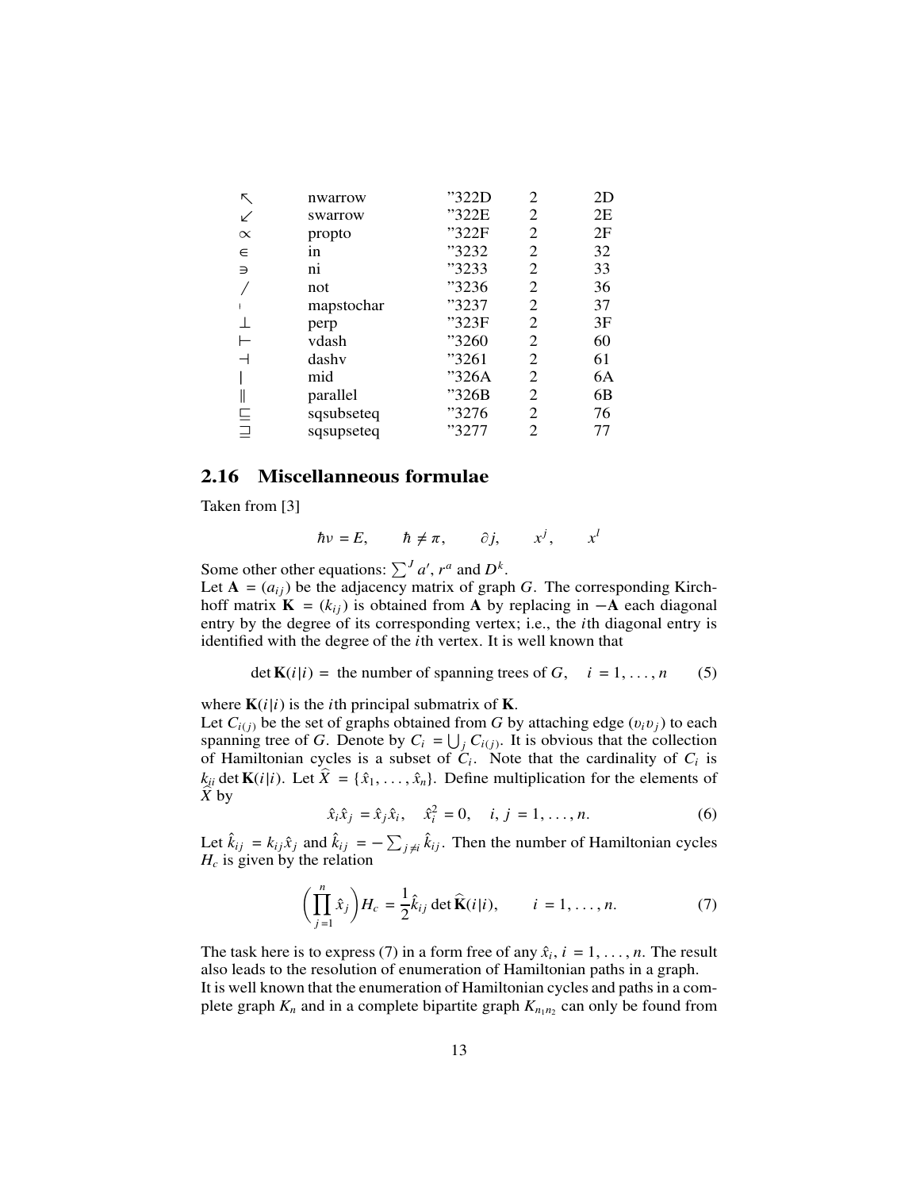| | | | | |
|---|---|---|---|---|
| $\nwarrow$ | nwarrow | ”322D | 2 | 2D |
| $\swarrow$ | swarrow | ”322E | 2 | 2E |
| $\propto$ | propto | ”322F | 2 | 2F |
| $\in$ | in | ”3232 | 2 | 32 |
| $\ni$ | ni | ”3233 | 2 | 33 |
| $/$ | not | ”3236 | 2 | 36 |
| ' | mapstochar | ”3237 | 2 | 37 |
| $\perp$ | perp | ”323F | 2 | 3F |
| $\vdash$ | vdash | ”3260 | 2 | 60 |
| $\dashv$ | dashv | ”3261 | 2 | 61 |
| $\mid$ | mid | ”326A | 2 | 6A |
| $\parallel$ | parallel | ”326B | 2 | 6B |
| $\sqsubseteq$ | sqsubseteq | ”3276 | 2 | 76 |
| $\sqsupseteq$ | sqsupseteq | ”3277 | 2 | 77 |

## 2.16 Miscellanneous formulae

Taken from [3]

$$\hbar\nu = E, \qquad \hbar \neq \pi, \qquad \partial j, \qquad x^j, \qquad x^l$$

Some other other equations: $\sum^J a'$, $r^a$ and $D^k$.

Let $\mathbf{A} = (a_{ij})$ be the adjacency matrix of graph $G$. The corresponding Kirchhoff matrix $\mathbf{K} = (k_{ij})$ is obtained from $\mathbf{A}$ by replacing in $-\mathbf{A}$ each diagonal entry by the degree of its corresponding vertex; i.e., the $i$th diagonal entry is identified with the degree of the $i$th vertex. It is well known that

$$\det \mathbf{K}(i|i) = \text{ the number of spanning trees of } G, \quad i = 1, \ldots, n \tag{5}$$

where $\mathbf{K}(i|i)$ is the $i$th principal submatrix of $\mathbf{K}$.

Let $C_{i(j)}$ be the set of graphs obtained from $G$ by attaching edge $(v_i v_j)$ to each spanning tree of $G$. Denote by $C_i = \bigcup_j C_{i(j)}$. It is obvious that the collection of Hamiltonian cycles is a subset of $C_i$. Note that the cardinality of $C_i$ is $k_{ii} \det \mathbf{K}(i|i)$. Let $\widehat{X} = \{\hat{x}_1, \ldots, \hat{x}_n\}$. Define multiplication for the elements of $\widehat{X}$ by

$$\hat{x}_i \hat{x}_j = \hat{x}_j \hat{x}_i, \quad \hat{x}_i^2 = 0, \quad i, j = 1, \ldots, n. \tag{6}$$

Let $\hat{k}_{ij} = k_{ij}\hat{x}_j$ and $\hat{k}_{ij} = -\sum_{j \neq i} \hat{k}_{ij}$. Then the number of Hamiltonian cycles $H_c$ is given by the relation

$$\left( \prod_{j=1}^{n} \hat{x}_j \right) H_c = \frac{1}{2} \hat{k}_{ij} \det \widehat{\mathbf{K}}(i|i), \qquad i = 1, \ldots, n. \tag{7}$$

The task here is to express (7) in a form free of any $\hat{x}_i$, $i = 1, \ldots, n$. The result also leads to the resolution of enumeration of Hamiltonian paths in a graph.

It is well known that the enumeration of Hamiltonian cycles and paths in a complete graph $K_n$ and in a complete bipartite graph $K_{n_1 n_2}$ can only be found from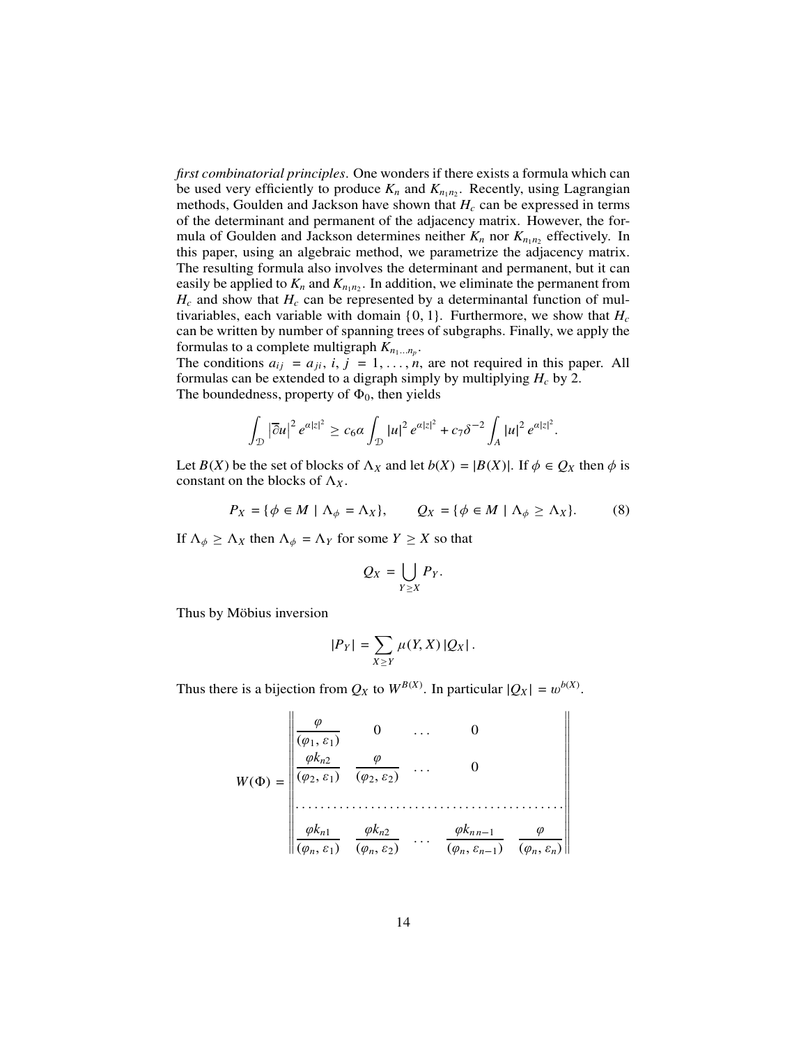*first combinatorial principles*. One wonders if there exists a formula which can be used very efficiently to produce $K_n$ and $K_{n_1 n_2}$. Recently, using Lagrangian methods, Goulden and Jackson have shown that $H_c$ can be expressed in terms of the determinant and permanent of the adjacency matrix. However, the formula of Goulden and Jackson determines neither $K_n$ nor $K_{n_1 n_2}$ effectively. In this paper, using an algebraic method, we parametrize the adjacency matrix. The resulting formula also involves the determinant and permanent, but it can easily be applied to $K_n$ and $K_{n_1 n_2}$. In addition, we eliminate the permanent from $H_c$ and show that $H_c$ can be represented by a determinantal function of multivariables, each variable with domain $\{0, 1\}$. Furthermore, we show that $H_c$ can be written by number of spanning trees of subgraphs. Finally, we apply the formulas to a complete multigraph $K_{n_1 \dots n_p}$.
The conditions $a_{ij} = a_{ji}$, $i, j = 1, \dots, n$, are not required in this paper. All formulas can be extended to a digraph simply by multiplying $H_c$ by 2.
The boundedness, property of $\Phi_0$, then yields

$$\int_{\mathcal{D}} \left|\overline{\partial} u\right|^2 e^{\alpha |z|^2} \geq c_6 \alpha \int_{\mathcal{D}} |u|^2 e^{\alpha |z|^2} + c_7 \delta^{-2} \int_A |u|^2 e^{\alpha |z|^2}.$$

Let $B(X)$ be the set of blocks of $\Lambda_X$ and let $b(X) = |B(X)|$. If $\phi \in Q_X$ then $\phi$ is constant on the blocks of $\Lambda_X$.

$$P_X = \{\phi \in M \mid \Lambda_\phi = \Lambda_X\}, \qquad Q_X = \{\phi \in M \mid \Lambda_\phi \geq \Lambda_X\}. \tag{8}$$

If $\Lambda_\phi \geq \Lambda_X$ then $\Lambda_\phi = \Lambda_Y$ for some $Y \geq X$ so that

$$Q_X = \bigcup_{Y \geq X} P_Y.$$

Thus by Möbius inversion

$$|P_Y| = \sum_{X \geq Y} \mu(Y, X) \, |Q_X| \, .$$

Thus there is a bijection from $Q_X$ to $W^{B(X)}$. In particular $|Q_X| = w^{b(X)}$.

$$W(\Phi) = \left\| \begin{array}{ccccc} \dfrac{\varphi}{(\varphi_1, \varepsilon_1)} & 0 & \dots & 0 & \\ \dfrac{\varphi k_{n2}}{(\varphi_2, \varepsilon_1)} & \dfrac{\varphi}{(\varphi_2, \varepsilon_2)} & \dots & 0 & \\ \dotfill & \dotfill & \dotfill & \dotfill & \dotfill \\ \dfrac{\varphi k_{n1}}{(\varphi_n, \varepsilon_1)} & \dfrac{\varphi k_{n2}}{(\varphi_n, \varepsilon_2)} & \dots & \dfrac{\varphi k_{n\,n-1}}{(\varphi_n, \varepsilon_{n-1})} & \dfrac{\varphi}{(\varphi_n, \varepsilon_n)} \end{array} \right\|$$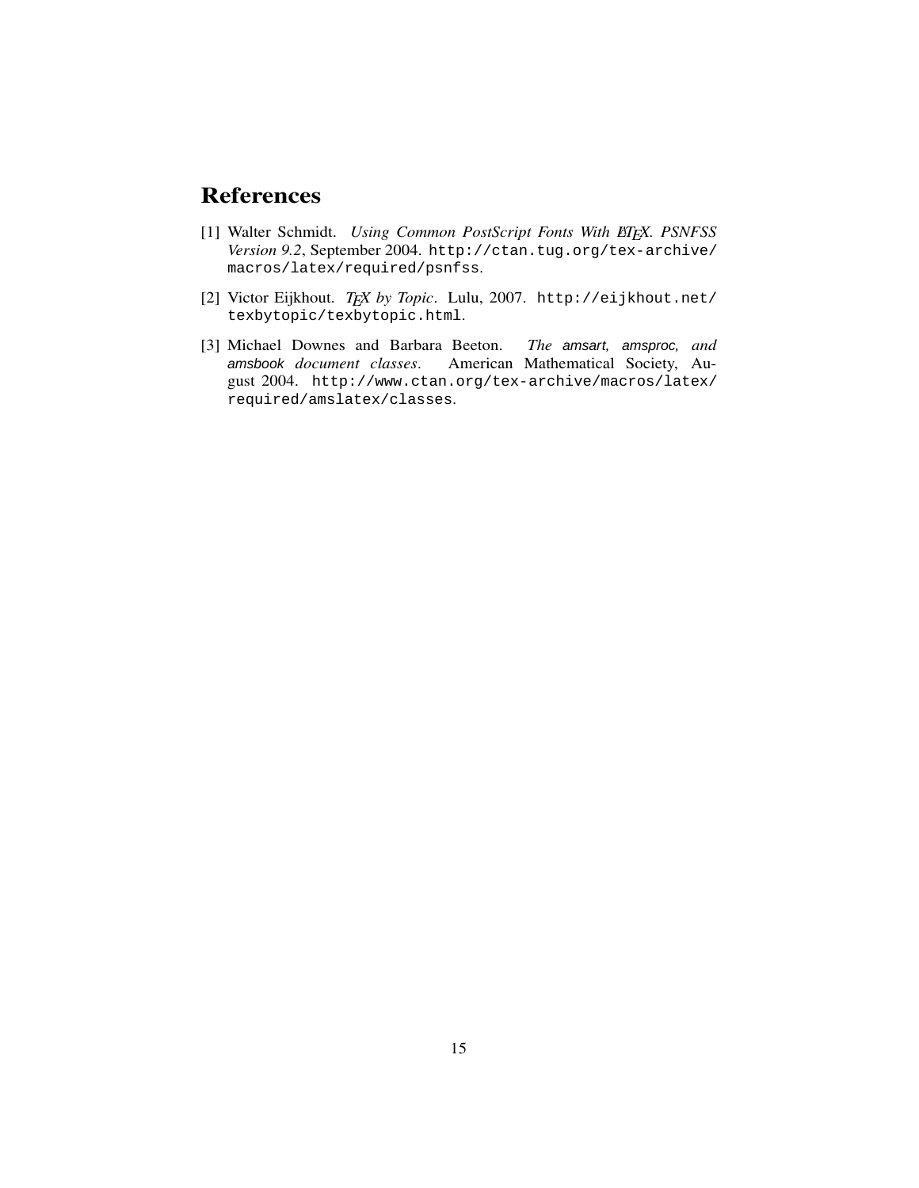## References

[1] Walter Schmidt. *Using Common PostScript Fonts With LaTeX. PSNFSS Version 9.2*, September 2004. `http://ctan.tug.org/tex-archive/macros/latex/required/psnfss`.

[2] Victor Eijkhout. *TeX by Topic*. Lulu, 2007. `http://eijkhout.net/texbytopic/texbytopic.html`.

[3] Michael Downes and Barbara Beeton. *The amsart, amsproc, and amsbook document classes*. American Mathematical Society, August 2004. `http://www.ctan.org/tex-archive/macros/latex/required/amslatex/classes`.